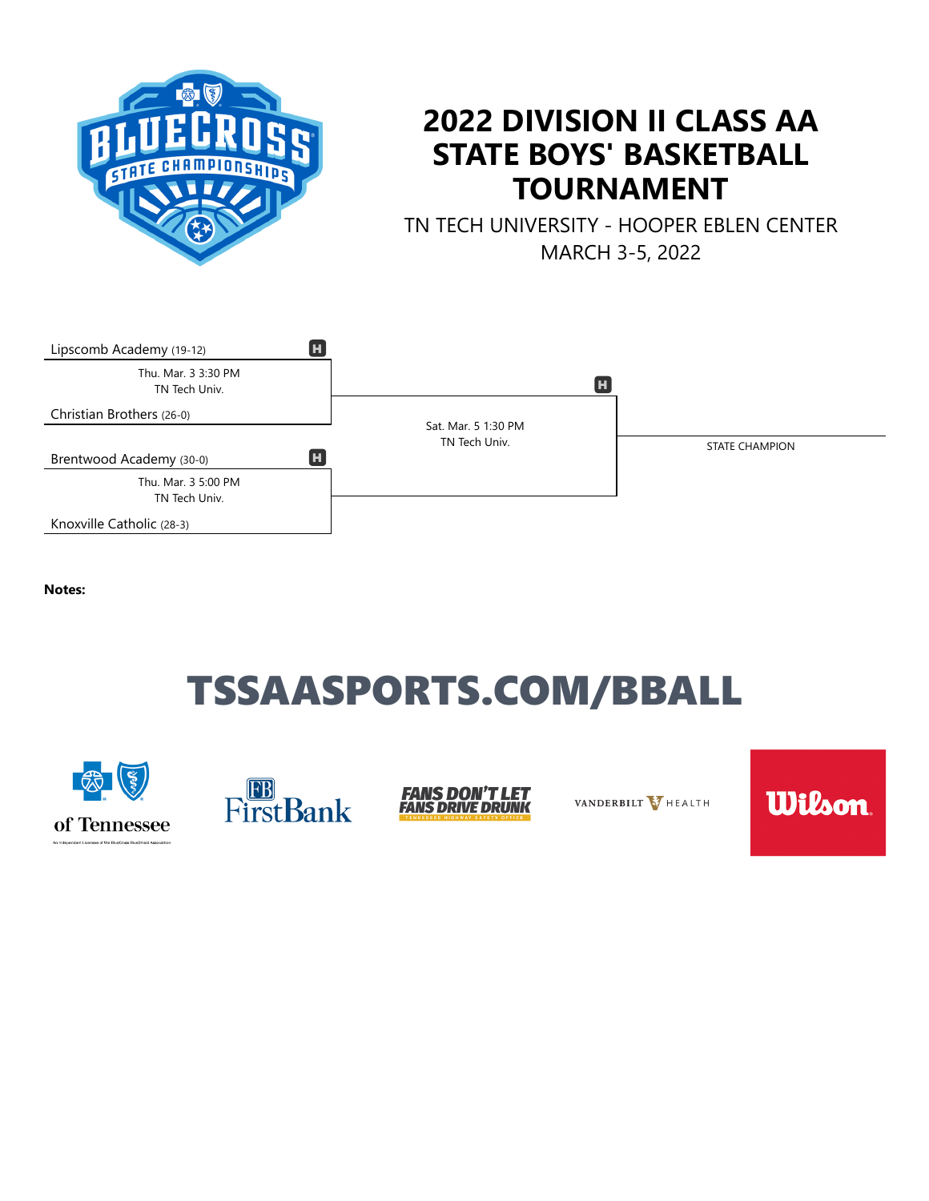# 2022 DIVISION II CLASS AA STATE BOYS' BASKETBALL TOURNAMENT

TN TECH UNIVERSITY - HOOPER EBLEN CENTER

MARCH 3-5, 2022

Lipscomb Academy (19-12) H

Thu. Mar. 3 3:30 PM
TN Tech Univ.

Christian Brothers (26-0)

H

Sat. Mar. 5 1:30 PM
TN Tech Univ.

STATE CHAMPION

Brentwood Academy (30-0) H

Thu. Mar. 3 5:00 PM
TN Tech Univ.

Knoxville Catholic (28-3)

**Notes:**

# TSSAASPORTS.COM/BBALL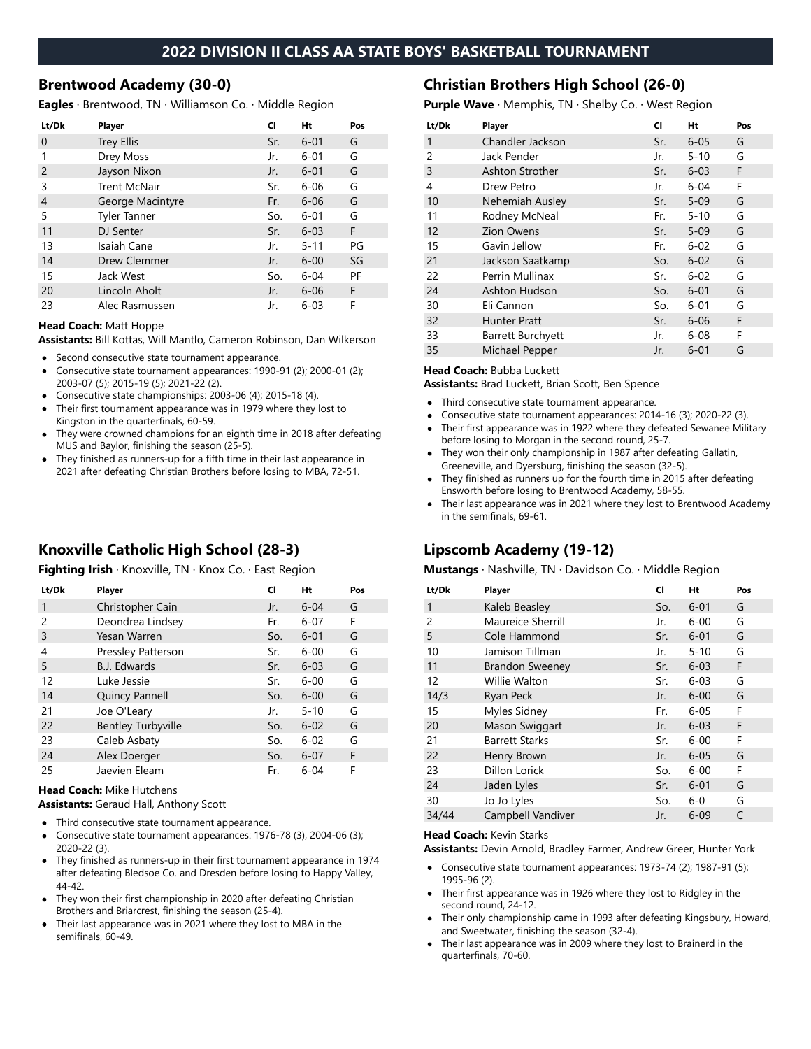# 2022 DIVISION II CLASS AA STATE BOYS' BASKETBALL TOURNAMENT

## Brentwood Academy (30-0)

**Eagles** · Brentwood, TN · Williamson Co. · Middle Region

| Lt/Dk | Player | Cl | Ht | Pos |
|---|---|---|---|---|
| 0 | Trey Ellis | Sr. | 6-01 | G |
| 1 | Drey Moss | Jr. | 6-01 | G |
| 2 | Jayson Nixon | Jr. | 6-01 | G |
| 3 | Trent McNair | Sr. | 6-06 | G |
| 4 | George Macintyre | Fr. | 6-06 | G |
| 5 | Tyler Tanner | So. | 6-01 | G |
| 11 | DJ Senter | Sr. | 6-03 | F |
| 13 | Isaiah Cane | Jr. | 5-11 | PG |
| 14 | Drew Clemmer | Jr. | 6-00 | SG |
| 15 | Jack West | So. | 6-04 | PF |
| 20 | Lincoln Aholt | Jr. | 6-06 | F |
| 23 | Alec Rasmussen | Jr. | 6-03 | F |

**Head Coach:** Matt Hoppe
**Assistants:** Bill Kottas, Will Mantlo, Cameron Robinson, Dan Wilkerson

- Second consecutive state tournament appearance.
- Consecutive state tournament appearances: 1990-91 (2); 2000-01 (2); 2003-07 (5); 2015-19 (5); 2021-22 (2).
- Consecutive state championships: 2003-06 (4); 2015-18 (4).
- Their first tournament appearance was in 1979 where they lost to Kingston in the quarterfinals, 60-59.
- They were crowned champions for an eighth time in 2018 after defeating MUS and Baylor, finishing the season (25-5).
- They finished as runners-up for a fifth time in their last appearance in 2021 after defeating Christian Brothers before losing to MBA, 72-51.

## Christian Brothers High School (26-0)

**Purple Wave** · Memphis, TN · Shelby Co. · West Region

| Lt/Dk | Player | Cl | Ht | Pos |
|---|---|---|---|---|
| 1 | Chandler Jackson | Sr. | 6-05 | G |
| 2 | Jack Pender | Jr. | 5-10 | G |
| 3 | Ashton Strother | Sr. | 6-03 | F |
| 4 | Drew Petro | Jr. | 6-04 | F |
| 10 | Nehemiah Ausley | Sr. | 5-09 | G |
| 11 | Rodney McNeal | Fr. | 5-10 | G |
| 12 | Zion Owens | Sr. | 5-09 | G |
| 15 | Gavin Jellow | Fr. | 6-02 | G |
| 21 | Jackson Saatkamp | So. | 6-02 | G |
| 22 | Perrin Mullinax | Sr. | 6-02 | G |
| 24 | Ashton Hudson | So. | 6-01 | G |
| 30 | Eli Cannon | So. | 6-01 | G |
| 32 | Hunter Pratt | Sr. | 6-06 | F |
| 33 | Barrett Burchyett | Jr. | 6-08 | F |
| 35 | Michael Pepper | Jr. | 6-01 | G |

**Head Coach:** Bubba Luckett
**Assistants:** Brad Luckett, Brian Scott, Ben Spence

- Third consecutive state tournament appearance.
- Consecutive state tournament appearances: 2014-16 (3); 2020-22 (3).
- Their first appearance was in 1922 where they defeated Sewanee Military before losing to Morgan in the second round, 25-7.
- They won their only championship in 1987 after defeating Gallatin, Greeneville, and Dyersburg, finishing the season (32-5).
- They finished as runners up for the fourth time in 2015 after defeating Ensworth before losing to Brentwood Academy, 58-55.
- Their last appearance was in 2021 where they lost to Brentwood Academy in the semifinals, 69-61.

## Knoxville Catholic High School (28-3)

**Fighting Irish** · Knoxville, TN · Knox Co. · East Region

| Lt/Dk | Player | Cl | Ht | Pos |
|---|---|---|---|---|
| 1 | Christopher Cain | Jr. | 6-04 | G |
| 2 | Deondrea Lindsey | Fr. | 6-07 | F |
| 3 | Yesan Warren | So. | 6-01 | G |
| 4 | Pressley Patterson | Sr. | 6-00 | G |
| 5 | B.J. Edwards | Sr. | 6-03 | G |
| 12 | Luke Jessie | Sr. | 6-00 | G |
| 14 | Quincy Pannell | So. | 6-00 | G |
| 21 | Joe O'Leary | Jr. | 5-10 | G |
| 22 | Bentley Turbyville | So. | 6-02 | G |
| 23 | Caleb Asbaty | So. | 6-02 | G |
| 24 | Alex Doerger | So. | 6-07 | F |
| 25 | Jaevien Eleam | Fr. | 6-04 | F |

**Head Coach:** Mike Hutchens
**Assistants:** Geraud Hall, Anthony Scott

- Third consecutive state tournament appearance.
- Consecutive state tournament appearances: 1976-78 (3), 2004-06 (3); 2020-22 (3).
- They finished as runners-up in their first tournament appearance in 1974 after defeating Bledsoe Co. and Dresden before losing to Happy Valley, 44-42.
- They won their first championship in 2020 after defeating Christian Brothers and Briarcrest, finishing the season (25-4).
- Their last appearance was in 2021 where they lost to MBA in the semifinals, 60-49.

## Lipscomb Academy (19-12)

**Mustangs** · Nashville, TN · Davidson Co. · Middle Region

| Lt/Dk | Player | Cl | Ht | Pos |
|---|---|---|---|---|
| 1 | Kaleb Beasley | So. | 6-01 | G |
| 2 | Maureice Sherrill | Jr. | 6-00 | G |
| 5 | Cole Hammond | Sr. | 6-01 | G |
| 10 | Jamison Tillman | Jr. | 5-10 | G |
| 11 | Brandon Sweeney | Sr. | 6-03 | F |
| 12 | Willie Walton | Sr. | 6-03 | G |
| 14/3 | Ryan Peck | Jr. | 6-00 | G |
| 15 | Myles Sidney | Fr. | 6-05 | F |
| 20 | Mason Swiggart | Jr. | 6-03 | F |
| 21 | Barrett Starks | Sr. | 6-00 | F |
| 22 | Henry Brown | Jr. | 6-05 | G |
| 23 | Dillon Lorick | So. | 6-00 | F |
| 24 | Jaden Lyles | Sr. | 6-01 | G |
| 30 | Jo Jo Lyles | So. | 6-0 | G |
| 34/44 | Campbell Vandiver | Jr. | 6-09 | C |

**Head Coach:** Kevin Starks
**Assistants:** Devin Arnold, Bradley Farmer, Andrew Greer, Hunter York

- Consecutive state tournament appearances: 1973-74 (2); 1987-91 (5); 1995-96 (2).
- Their first appearance was in 1926 where they lost to Ridgley in the second round, 24-12.
- Their only championship came in 1993 after defeating Kingsbury, Howard, and Sweetwater, finishing the season (32-4).
- Their last appearance was in 2009 where they lost to Brainerd in the quarterfinals, 70-60.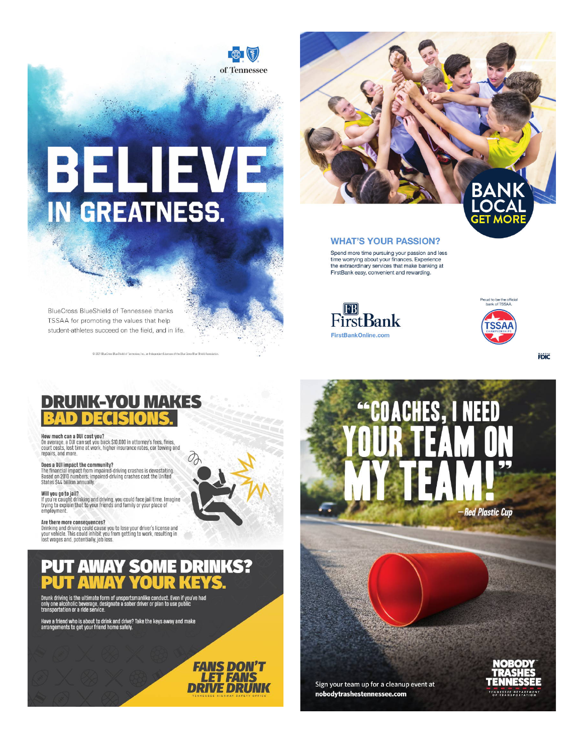of Tennessee

# BELIEVE IN GREATNESS.

BlueCross BlueShield of Tennessee thanks TSSAA for promoting the values that help student-athletes succeed on the field, and in life.

© 2021 BlueCross BlueShield of Tennessee, Inc., an Independent Licensee of the BlueCross BlueShield Association.

# BANK LOCAL GET MORE

## WHAT'S YOUR PASSION?

Spend more time pursuing your passion and less time worrying about your finances. Experience the extraordinary services that make banking at FirstBank easy, convenient and rewarding.

FirstBank

FirstBankOnline.com

Proud to be the official bank of TSSAA.

TSSAA CHAMPIONSHIPS

Member FDIC

# DRUNK-YOU MAKES BAD DECISIONS.

**How much can a DUI cost you?**
On average, a DUI can set you back $10,000 in attorney's fees, fines, court costs, lost time at work, higher insurance rates, car towing and repairs, and more.

**Does a DUI impact the community?**
The financial impact from impaired-driving crashes is devastating. Based on 2010 numbers, impaired-driving crashes cost the United States $44 billion annually.

**Will you go to jail?**
If you're caught drinking and driving, you could face jail time. Imagine trying to explain that to your friends and family or your place of employment.

**Are there more consequences?**
Drinking and driving could cause you to lose your driver's license and your vehicle. This could inhibit you from getting to work, resulting in lost wages and, potentially, job loss.

# PUT AWAY SOME DRINKS? PUT AWAY YOUR KEYS.

Drunk driving is the ultimate form of unsportsmanlike conduct. Even if you've had only one alcoholic beverage, designate a sober driver or plan to use public transportation or a ride service.

Have a friend who is about to drink and drive? Take the keys away and make arrangements to get your friend home safely.

**FANS DON'T LET FANS DRIVE DRUNK**

TENNESSEE HIGHWAY SAFETY OFFICE

# "COACHES, I NEED YOUR TEAM ON MY TEAM!"

*—Red Plastic Cup*

Sign your team up for a cleanup event at **nobodytrashestennessee.com**

NOBODY TRASHES TENNESSEE

TENNESSEE DEPARTMENT OF TRANSPORTATION